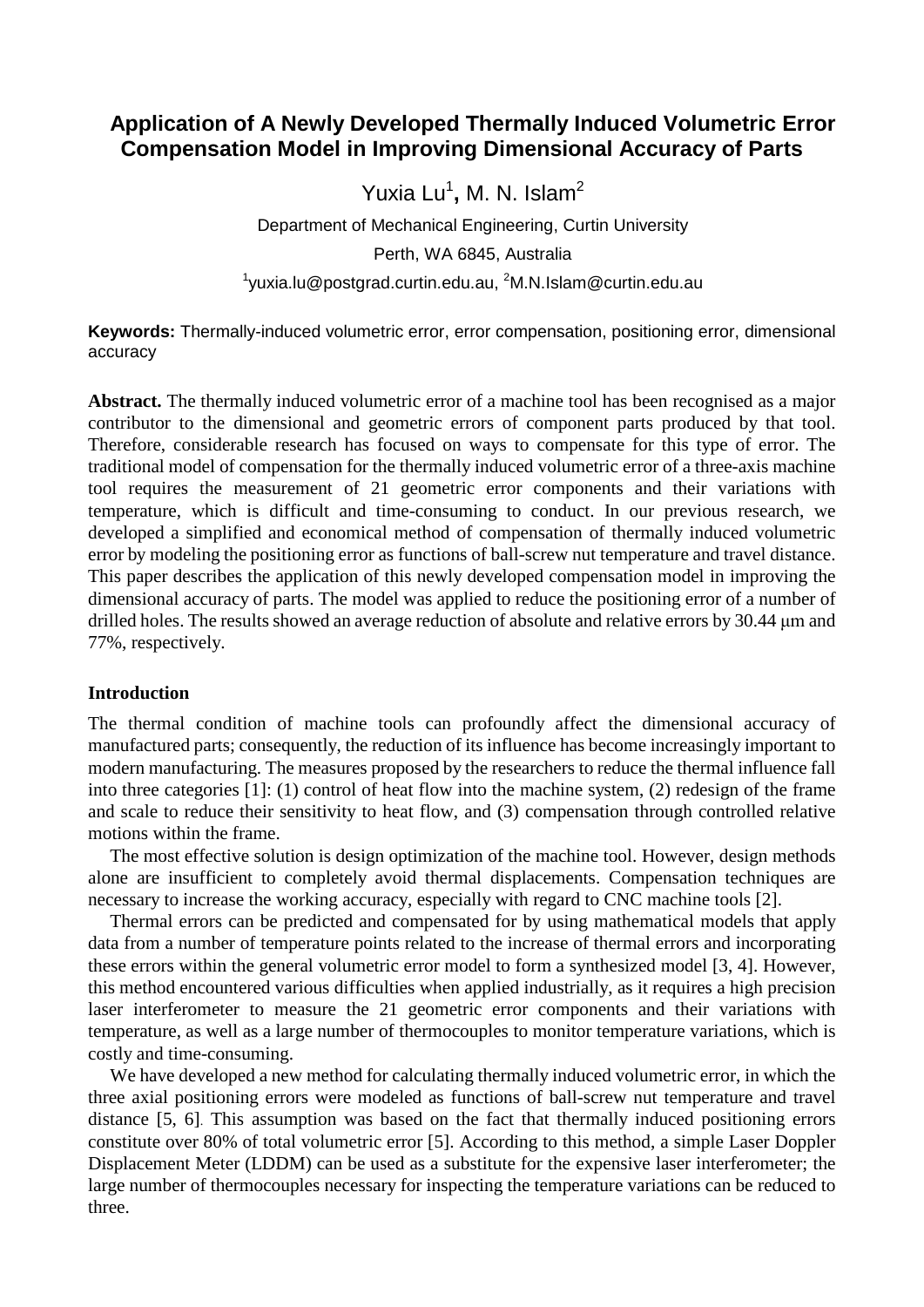# Application of A Newly Developed Thermally Induced Volumetric Error Compensation Model in Improving Dimensional Accuracy of Parts

Yuxia Lu[1], M. N. Islam[2]

Department of Mechanical Engineering, Curtin University

Perth, WA 6845, Australia

[1]yuxia.lu@postgrad.curtin.edu.au, [2]M.N.Islam@curtin.edu.au

**Keywords:** Thermally-induced volumetric error, error compensation, positioning error, dimensional accuracy

**Abstract.** The thermally induced volumetric error of a machine tool has been recognised as a major contributor to the dimensional and geometric errors of component parts produced by that tool. Therefore, considerable research has focused on ways to compensate for this type of error. The traditional model of compensation for the thermally induced volumetric error of a three-axis machine tool requires the measurement of 21 geometric error components and their variations with temperature, which is difficult and time-consuming to conduct. In our previous research, we developed a simplified and economical method of compensation of thermally induced volumetric error by modeling the positioning error as functions of ball-screw nut temperature and travel distance. This paper describes the application of this newly developed compensation model in improving the dimensional accuracy of parts. The model was applied to reduce the positioning error of a number of drilled holes. The results showed an average reduction of absolute and relative errors by 30.44 μm and 77%, respectively.

## Introduction

The thermal condition of machine tools can profoundly affect the dimensional accuracy of manufactured parts; consequently, the reduction of its influence has become increasingly important to modern manufacturing. The measures proposed by the researchers to reduce the thermal influence fall into three categories [1]: (1) control of heat flow into the machine system, (2) redesign of the frame and scale to reduce their sensitivity to heat flow, and (3) compensation through controlled relative motions within the frame.

The most effective solution is design optimization of the machine tool. However, design methods alone are insufficient to completely avoid thermal displacements. Compensation techniques are necessary to increase the working accuracy, especially with regard to CNC machine tools [2].

Thermal errors can be predicted and compensated for by using mathematical models that apply data from a number of temperature points related to the increase of thermal errors and incorporating these errors within the general volumetric error model to form a synthesized model [3, 4]. However, this method encountered various difficulties when applied industrially, as it requires a high precision laser interferometer to measure the 21 geometric error components and their variations with temperature, as well as a large number of thermocouples to monitor temperature variations, which is costly and time-consuming.

We have developed a new method for calculating thermally induced volumetric error, in which the three axial positioning errors were modeled as functions of ball-screw nut temperature and travel distance [5, 6]. This assumption was based on the fact that thermally induced positioning errors constitute over 80% of total volumetric error [5]. According to this method, a simple Laser Doppler Displacement Meter (LDDM) can be used as a substitute for the expensive laser interferometer; the large number of thermocouples necessary for inspecting the temperature variations can be reduced to three.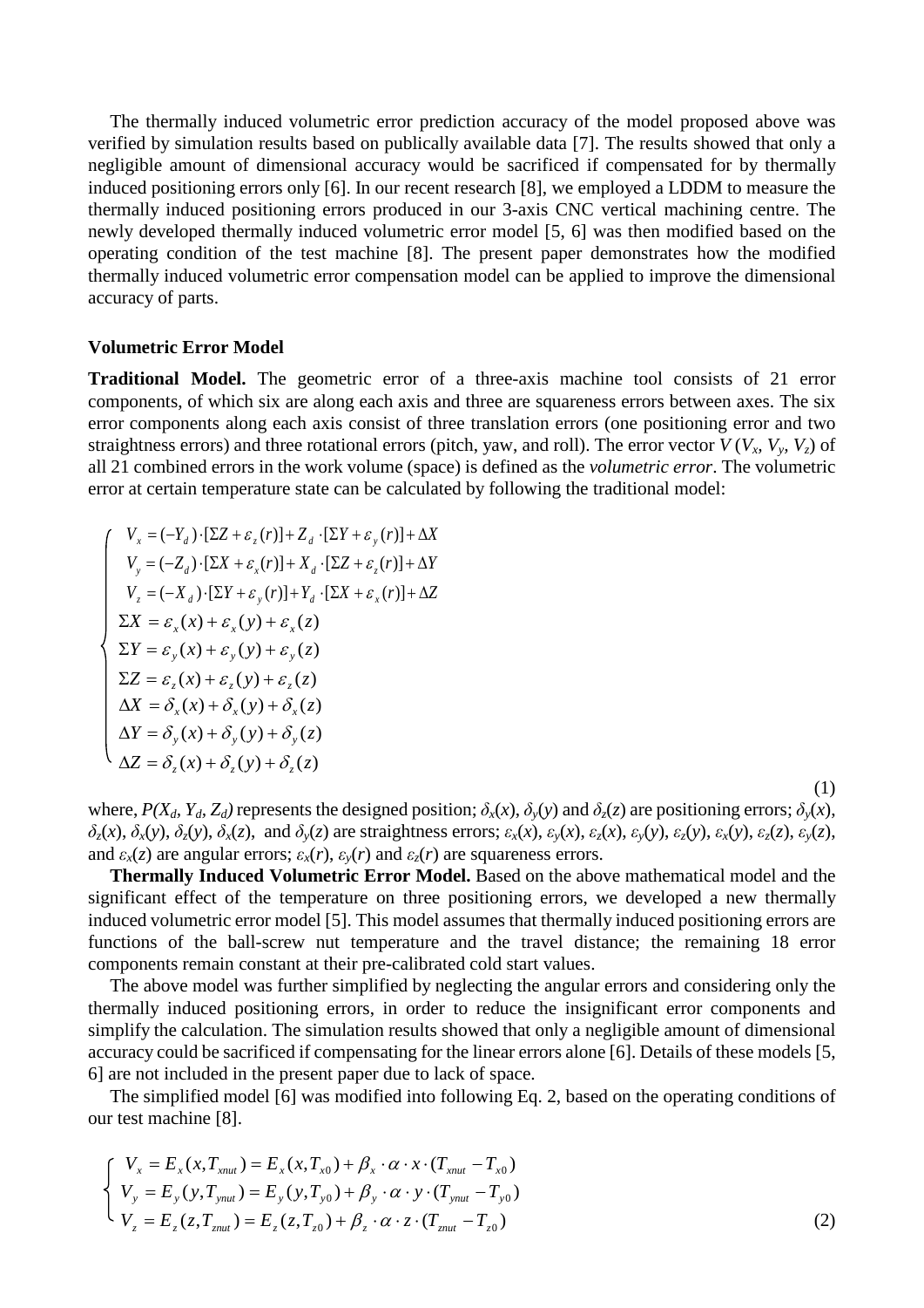The thermally induced volumetric error prediction accuracy of the model proposed above was verified by simulation results based on publically available data [7]. The results showed that only a negligible amount of dimensional accuracy would be sacrificed if compensated for by thermally induced positioning errors only [6]. In our recent research [8], we employed a LDDM to measure the thermally induced positioning errors produced in our 3-axis CNC vertical machining centre. The newly developed thermally induced volumetric error model [5, 6] was then modified based on the operating condition of the test machine [8]. The present paper demonstrates how the modified thermally induced volumetric error compensation model can be applied to improve the dimensional accuracy of parts.

## Volumetric Error Model

**Traditional Model.** The geometric error of a three-axis machine tool consists of 21 error components, of which six are along each axis and three are squareness errors between axes. The six error components along each axis consist of three translation errors (one positioning error and two straightness errors) and three rotational errors (pitch, yaw, and roll). The error vector $V$ ($V_x$, $V_y$, $V_z$) of all 21 combined errors in the work volume (space) is defined as the *volumetric error*. The volumetric error at certain temperature state can be calculated by following the traditional model:

$$
\begin{cases}
V_x = (-Y_d)\cdot[\Sigma Z + \varepsilon_z(r)] + Z_d \cdot [\Sigma Y + \varepsilon_y(r)] + \Delta X \\
V_y = (-Z_d)\cdot[\Sigma X + \varepsilon_x(r)] + X_d \cdot [\Sigma Z + \varepsilon_z(r)] + \Delta Y \\
V_z = (-X_d)\cdot[\Sigma Y + \varepsilon_y(r)] + Y_d \cdot [\Sigma X + \varepsilon_x(r)] + \Delta Z \\
\Sigma X = \varepsilon_x(x) + \varepsilon_x(y) + \varepsilon_x(z) \\
\Sigma Y = \varepsilon_y(x) + \varepsilon_y(y) + \varepsilon_y(z) \\
\Sigma Z = \varepsilon_z(x) + \varepsilon_z(y) + \varepsilon_z(z) \\
\Delta X = \delta_x(x) + \delta_x(y) + \delta_x(z) \\
\Delta Y = \delta_y(x) + \delta_y(y) + \delta_y(z) \\
\Delta Z = \delta_z(x) + \delta_z(y) + \delta_z(z)
\end{cases}
\tag{1}
$$

where, $P(X_d, Y_d, Z_d)$ represents the designed position; $\delta_x(x)$, $\delta_y(y)$ and $\delta_z(z)$ are positioning errors; $\delta_y(x)$, $\delta_z(x)$, $\delta_x(y)$, $\delta_z(y)$, $\delta_x(z)$, and $\delta_y(z)$ are straightness errors; $\varepsilon_x(x)$, $\varepsilon_y(x)$, $\varepsilon_z(x)$, $\varepsilon_y(y)$, $\varepsilon_z(y)$, $\varepsilon_x(y)$, $\varepsilon_z(z)$, $\varepsilon_y(z)$, and $\varepsilon_x(z)$ are angular errors; $\varepsilon_x(r)$, $\varepsilon_y(r)$ and $\varepsilon_z(r)$ are squareness errors.

**Thermally Induced Volumetric Error Model.** Based on the above mathematical model and the significant effect of the temperature on three positioning errors, we developed a new thermally induced volumetric error model [5]. This model assumes that thermally induced positioning errors are functions of the ball-screw nut temperature and the travel distance; the remaining 18 error components remain constant at their pre-calibrated cold start values.

The above model was further simplified by neglecting the angular errors and considering only the thermally induced positioning errors, in order to reduce the insignificant error components and simplify the calculation. The simulation results showed that only a negligible amount of dimensional accuracy could be sacrificed if compensating for the linear errors alone [6]. Details of these models [5, 6] are not included in the present paper due to lack of space.

The simplified model [6] was modified into following Eq. 2, based on the operating conditions of our test machine [8].

$$
\begin{cases}
V_x = E_x(x, T_{xnut}) = E_x(x, T_{x0}) + \beta_x \cdot \alpha \cdot x \cdot (T_{xnut} - T_{x0}) \\
V_y = E_y(y, T_{ynut}) = E_y(y, T_{y0}) + \beta_y \cdot \alpha \cdot y \cdot (T_{ynut} - T_{y0}) \\
V_z = E_z(z, T_{znut}) = E_z(z, T_{z0}) + \beta_z \cdot \alpha \cdot z \cdot (T_{znut} - T_{z0})
\end{cases}
\tag{2}
$$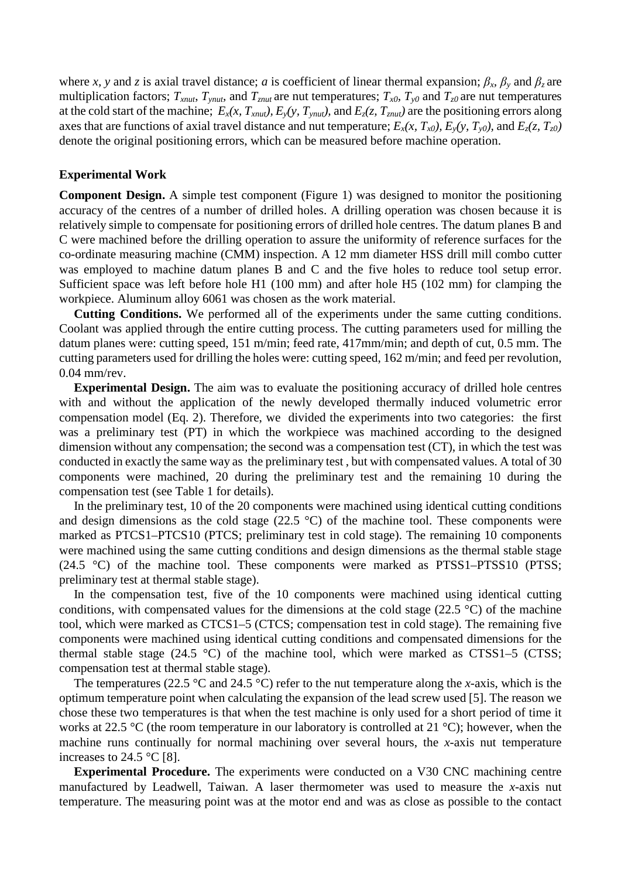where $x$, $y$ and $z$ is axial travel distance; $a$ is coefficient of linear thermal expansion; $\beta_x$, $\beta_y$ and $\beta_z$ are multiplication factors; $T_{xnut}$, $T_{ynut}$, and $T_{znut}$ are nut temperatures; $T_{x0}$, $T_{y0}$ and $T_{z0}$ are nut temperatures at the cold start of the machine; $E_x(x, T_{xnut})$, $E_y(y, T_{ynut})$, and $E_z(z, T_{znut})$ are the positioning errors along axes that are functions of axial travel distance and nut temperature; $E_x(x, T_{x0})$, $E_y(y, T_{y0})$, and $E_z(z, T_{z0})$ denote the original positioning errors, which can be measured before machine operation.

## Experimental Work

**Component Design.** A simple test component (Figure 1) was designed to monitor the positioning accuracy of the centres of a number of drilled holes. A drilling operation was chosen because it is relatively simple to compensate for positioning errors of drilled hole centres. The datum planes B and C were machined before the drilling operation to assure the uniformity of reference surfaces for the co-ordinate measuring machine (CMM) inspection. A 12 mm diameter HSS drill mill combo cutter was employed to machine datum planes B and C and the five holes to reduce tool setup error. Sufficient space was left before hole H1 (100 mm) and after hole H5 (102 mm) for clamping the workpiece. Aluminum alloy 6061 was chosen as the work material.

**Cutting Conditions.** We performed all of the experiments under the same cutting conditions. Coolant was applied through the entire cutting process. The cutting parameters used for milling the datum planes were: cutting speed, 151 m/min; feed rate, 417mm/min; and depth of cut, 0.5 mm. The cutting parameters used for drilling the holes were: cutting speed, 162 m/min; and feed per revolution, 0.04 mm/rev.

**Experimental Design.** The aim was to evaluate the positioning accuracy of drilled hole centres with and without the application of the newly developed thermally induced volumetric error compensation model (Eq. 2). Therefore, we divided the experiments into two categories: the first was a preliminary test (PT) in which the workpiece was machined according to the designed dimension without any compensation; the second was a compensation test (CT), in which the test was conducted in exactly the same way as the preliminary test , but with compensated values. A total of 30 components were machined, 20 during the preliminary test and the remaining 10 during the compensation test (see Table 1 for details).

In the preliminary test, 10 of the 20 components were machined using identical cutting conditions and design dimensions as the cold stage (22.5 °C) of the machine tool. These components were marked as PTCS1–PTCS10 (PTCS; preliminary test in cold stage). The remaining 10 components were machined using the same cutting conditions and design dimensions as the thermal stable stage (24.5 °C) of the machine tool. These components were marked as PTSS1–PTSS10 (PTSS; preliminary test at thermal stable stage).

In the compensation test, five of the 10 components were machined using identical cutting conditions, with compensated values for the dimensions at the cold stage (22.5 °C) of the machine tool, which were marked as CTCS1–5 (CTCS; compensation test in cold stage). The remaining five components were machined using identical cutting conditions and compensated dimensions for the thermal stable stage (24.5 °C) of the machine tool, which were marked as CTSS1–5 (CTSS; compensation test at thermal stable stage).

The temperatures (22.5 °C and 24.5 °C) refer to the nut temperature along the $x$-axis, which is the optimum temperature point when calculating the expansion of the lead screw used [5]. The reason we chose these two temperatures is that when the test machine is only used for a short period of time it works at 22.5 °C (the room temperature in our laboratory is controlled at 21 °C); however, when the machine runs continually for normal machining over several hours, the $x$-axis nut temperature increases to 24.5 °C [8].

**Experimental Procedure.** The experiments were conducted on a V30 CNC machining centre manufactured by Leadwell, Taiwan. A laser thermometer was used to measure the $x$-axis nut temperature. The measuring point was at the motor end and was as close as possible to the contact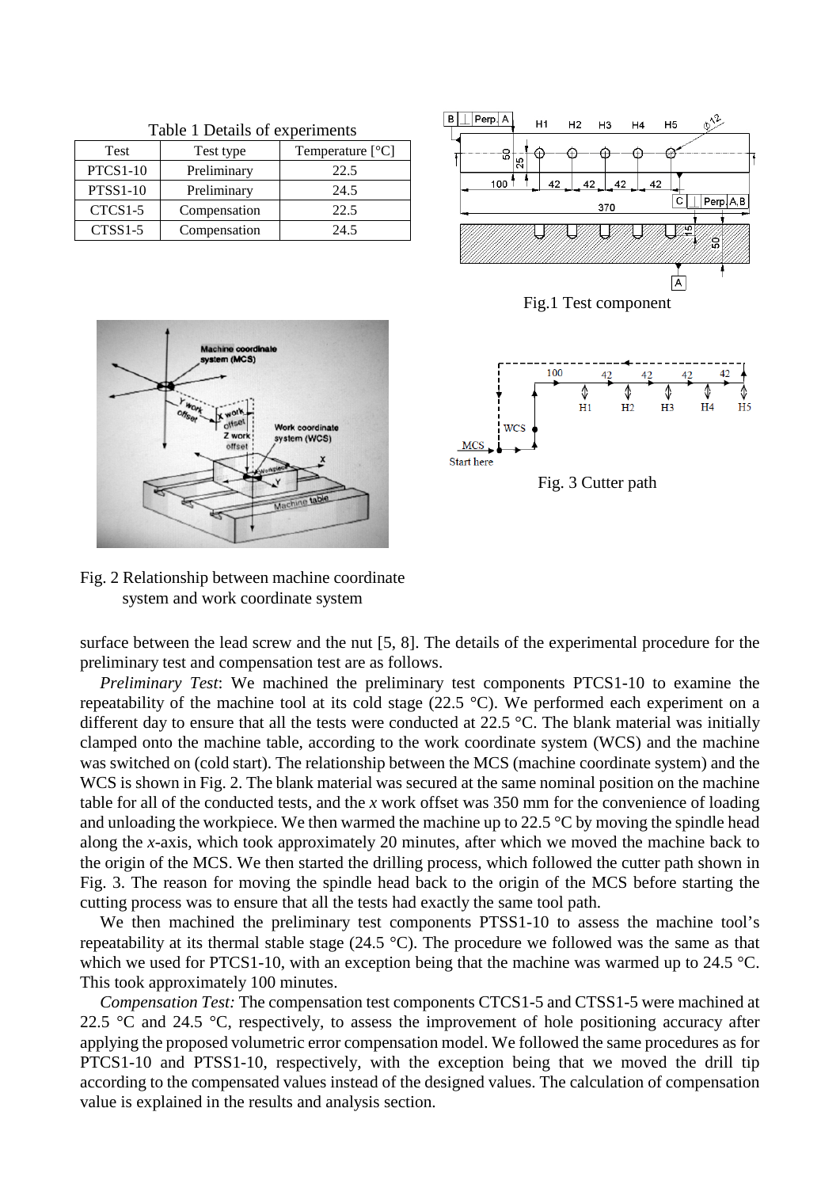Table 1 Details of experiments

| Test | Test type | Temperature [°C] |
|---|---|---|
| PTCS1-10 | Preliminary | 22.5 |
| PTSS1-10 | Preliminary | 24.5 |
| CTCS1-5 | Compensation | 22.5 |
| CTSS1-5 | Compensation | 24.5 |

Fig.1 Test component

Fig. 2 Relationship between machine coordinate system and work coordinate system

Fig. 3 Cutter path

surface between the lead screw and the nut [5, 8]. The details of the experimental procedure for the preliminary test and compensation test are as follows.

*Preliminary Test*: We machined the preliminary test components PTCS1-10 to examine the repeatability of the machine tool at its cold stage (22.5 °C). We performed each experiment on a different day to ensure that all the tests were conducted at 22.5 °C. The blank material was initially clamped onto the machine table, according to the work coordinate system (WCS) and the machine was switched on (cold start). The relationship between the MCS (machine coordinate system) and the WCS is shown in Fig. 2. The blank material was secured at the same nominal position on the machine table for all of the conducted tests, and the *x* work offset was 350 mm for the convenience of loading and unloading the workpiece. We then warmed the machine up to 22.5 °C by moving the spindle head along the *x*-axis, which took approximately 20 minutes, after which we moved the machine back to the origin of the MCS. We then started the drilling process, which followed the cutter path shown in Fig. 3. The reason for moving the spindle head back to the origin of the MCS before starting the cutting process was to ensure that all the tests had exactly the same tool path.

We then machined the preliminary test components PTSS1-10 to assess the machine tool's repeatability at its thermal stable stage (24.5 °C). The procedure we followed was the same as that which we used for PTCS1-10, with an exception being that the machine was warmed up to 24.5 °C. This took approximately 100 minutes.

*Compensation Test:* The compensation test components CTCS1-5 and CTSS1-5 were machined at 22.5 °C and 24.5 °C, respectively, to assess the improvement of hole positioning accuracy after applying the proposed volumetric error compensation model. We followed the same procedures as for PTCS1-10 and PTSS1-10, respectively, with the exception being that we moved the drill tip according to the compensated values instead of the designed values. The calculation of compensation value is explained in the results and analysis section.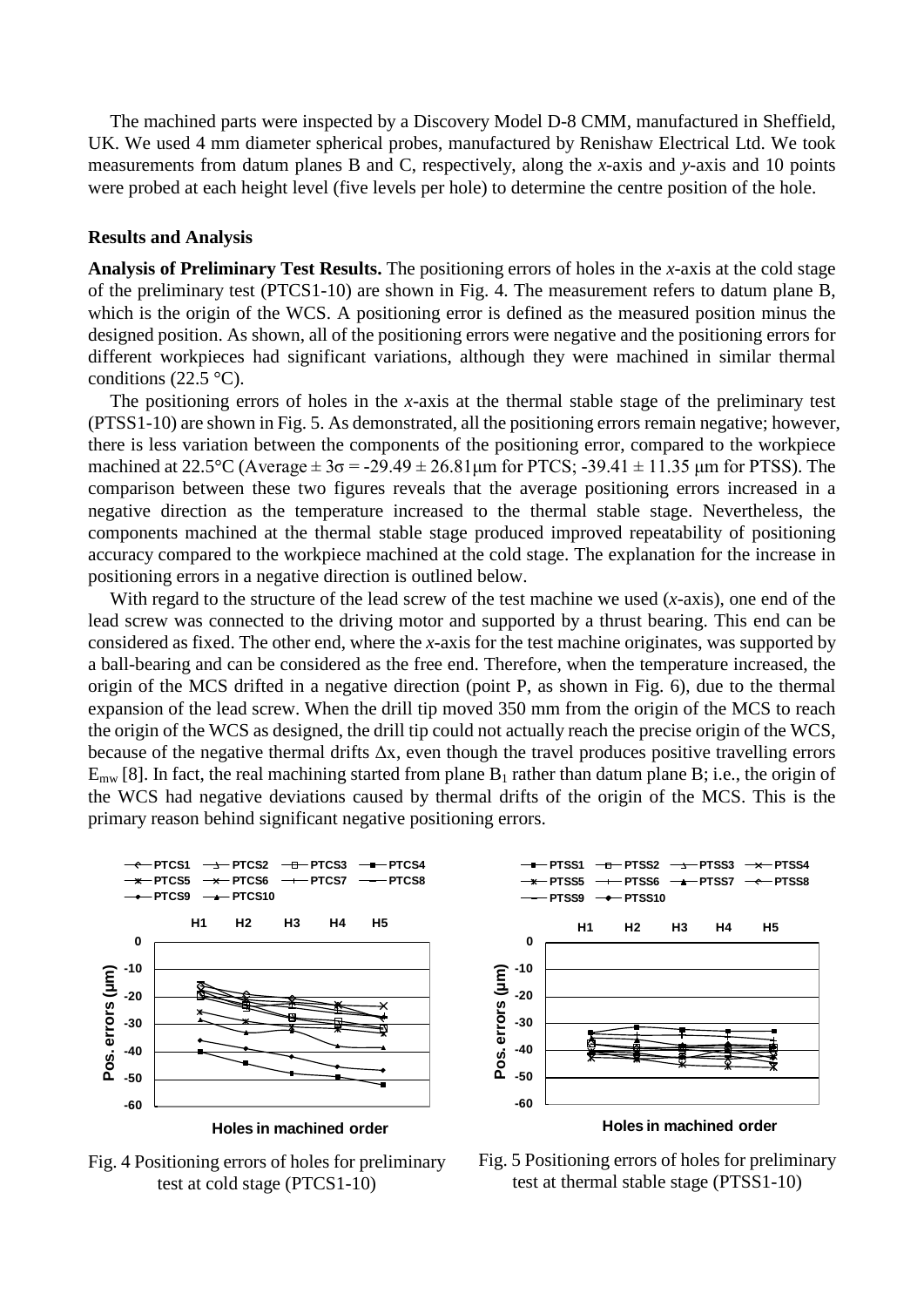The machined parts were inspected by a Discovery Model D-8 CMM, manufactured in Sheffield, UK. We used 4 mm diameter spherical probes, manufactured by Renishaw Electrical Ltd. We took measurements from datum planes B and C, respectively, along the *x*-axis and *y*-axis and 10 points were probed at each height level (five levels per hole) to determine the centre position of the hole.

## Results and Analysis

**Analysis of Preliminary Test Results.** The positioning errors of holes in the *x*-axis at the cold stage of the preliminary test (PTCS1-10) are shown in Fig. 4. The measurement refers to datum plane B, which is the origin of the WCS. A positioning error is defined as the measured position minus the designed position. As shown, all of the positioning errors were negative and the positioning errors for different workpieces had significant variations, although they were machined in similar thermal conditions (22.5 °C).

The positioning errors of holes in the *x*-axis at the thermal stable stage of the preliminary test (PTSS1-10) are shown in Fig. 5. As demonstrated, all the positioning errors remain negative; however, there is less variation between the components of the positioning error, compared to the workpiece machined at 22.5°C (Average $\pm 3\sigma = -29.49 \pm 26.81$μm for PTCS; $-39.41 \pm 11.35$ μm for PTSS). The comparison between these two figures reveals that the average positioning errors increased in a negative direction as the temperature increased to the thermal stable stage. Nevertheless, the components machined at the thermal stable stage produced improved repeatability of positioning accuracy compared to the workpiece machined at the cold stage. The explanation for the increase in positioning errors in a negative direction is outlined below.

With regard to the structure of the lead screw of the test machine we used (*x*-axis), one end of the lead screw was connected to the driving motor and supported by a thrust bearing. This end can be considered as fixed. The other end, where the *x*-axis for the test machine originates, was supported by a ball-bearing and can be considered as the free end. Therefore, when the temperature increased, the origin of the MCS drifted in a negative direction (point P, as shown in Fig. 6), due to the thermal expansion of the lead screw. When the drill tip moved 350 mm from the origin of the MCS to reach the origin of the WCS as designed, the drill tip could not actually reach the precise origin of the WCS, because of the negative thermal drifts $\Delta x$, even though the travel produces positive travelling errors $E_{mw}$ [8]. In fact, the real machining started from plane $B_1$ rather than datum plane B; i.e., the origin of the WCS had negative deviations caused by thermal drifts of the origin of the MCS. This is the primary reason behind significant negative positioning errors.

Fig. 4 Positioning errors of holes for preliminary test at cold stage (PTCS1-10)

Fig. 5 Positioning errors of holes for preliminary test at thermal stable stage (PTSS1-10)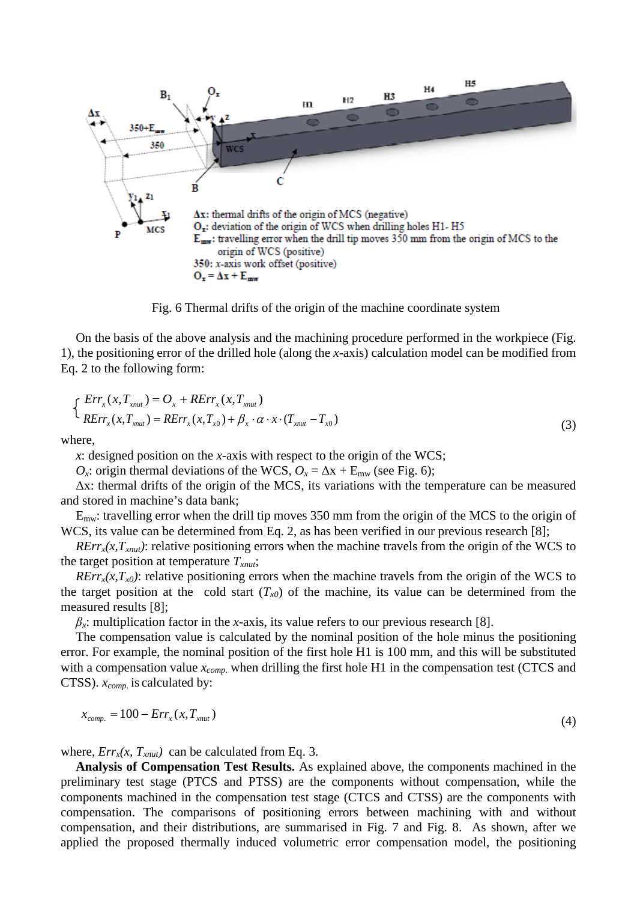Fig. 6 Thermal drifts of the origin of the machine coordinate system

On the basis of the above analysis and the machining procedure performed in the workpiece (Fig. 1), the positioning error of the drilled hole (along the *x*-axis) calculation model can be modified from Eq. 2 to the following form:

$$\begin{cases} Err_x(x, T_{xnut}) = O_x + RErr_x(x, T_{xnut}) \\ RErr_x(x, T_{xnut}) = RErr_x(x, T_{x0}) + \beta_x \cdot \alpha \cdot x \cdot (T_{xnut} - T_{x0}) \end{cases} \tag{3}$$

where,

$x$: designed position on the *x*-axis with respect to the origin of the WCS;

$O_x$: origin thermal deviations of the WCS, $O_x = \Delta x + E_{mw}$ (see Fig. 6);

$\Delta x$: thermal drifts of the origin of the MCS, its variations with the temperature can be measured and stored in machine's data bank;

$E_{mw}$: travelling error when the drill tip moves 350 mm from the origin of the MCS to the origin of WCS, its value can be determined from Eq. 2, as has been verified in our previous research [8];

$RErr_x(x, T_{xnut})$: relative positioning errors when the machine travels from the origin of the WCS to the target position at temperature $T_{xnut}$;

$RErr_x(x, T_{x0})$: relative positioning errors when the machine travels from the origin of the WCS to the target position at the cold start ($T_{x0}$) of the machine, its value can be determined from the measured results [8];

$\beta_x$: multiplication factor in the *x*-axis, its value refers to our previous research [8].

The compensation value is calculated by the nominal position of the hole minus the positioning error. For example, the nominal position of the first hole H1 is 100 mm, and this will be substituted with a compensation value $x_{comp.}$ when drilling the first hole H1 in the compensation test (CTCS and CTSS). $x_{comp.}$ is calculated by:

$$x_{comp.} = 100 - Err_x(x, T_{xnut}) \tag{4}$$

where, $Err_x(x, T_{xnut})$ can be calculated from Eq. 3.

**Analysis of Compensation Test Results.** As explained above, the components machined in the preliminary test stage (PTCS and PTSS) are the components without compensation, while the components machined in the compensation test stage (CTCS and CTSS) are the components with compensation. The comparisons of positioning errors between machining with and without compensation, and their distributions, are summarised in Fig. 7 and Fig. 8. As shown, after we applied the proposed thermally induced volumetric error compensation model, the positioning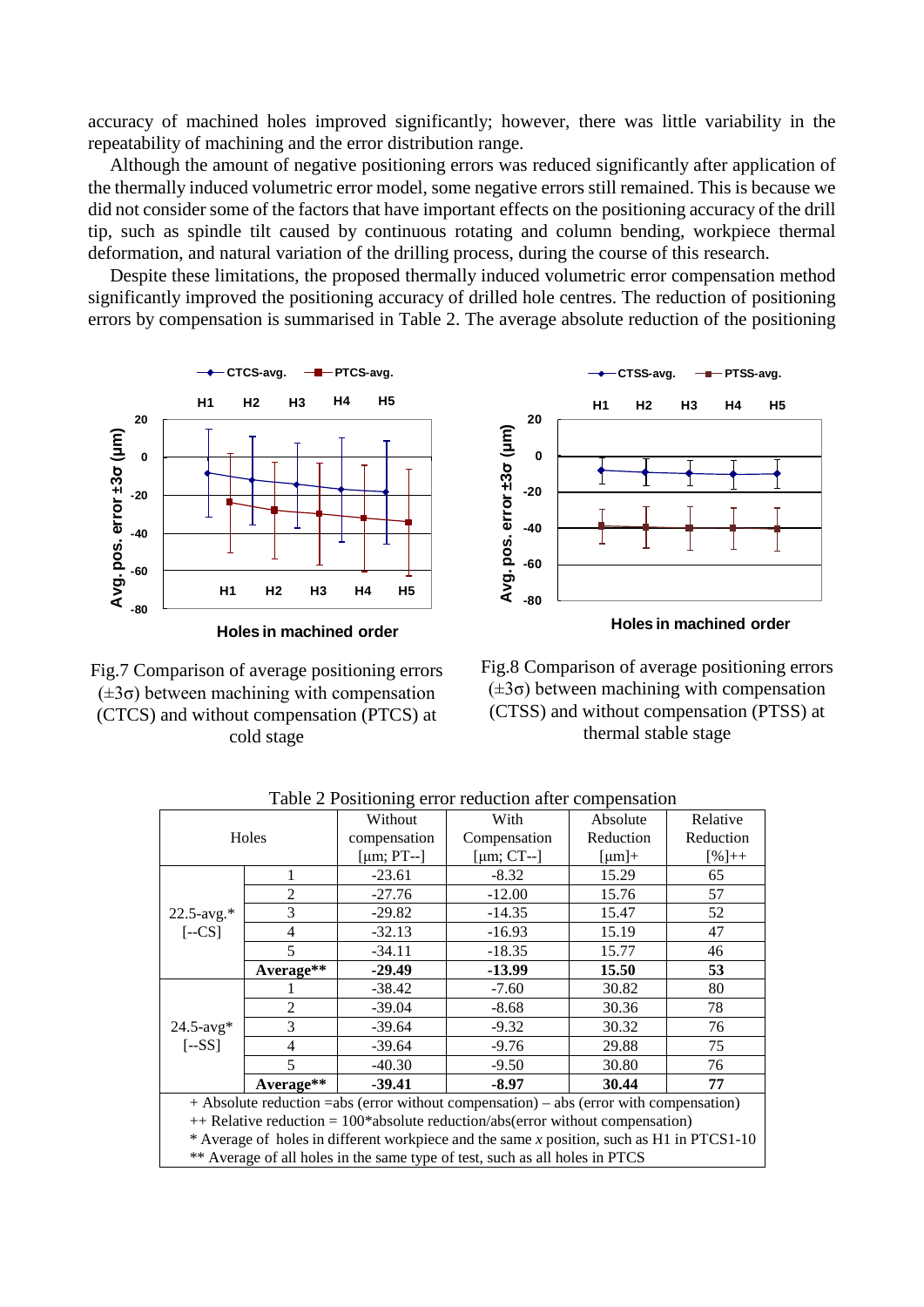accuracy of machined holes improved significantly; however, there was little variability in the repeatability of machining and the error distribution range.

Although the amount of negative positioning errors was reduced significantly after application of the thermally induced volumetric error model, some negative errors still remained. This is because we did not consider some of the factors that have important effects on the positioning accuracy of the drill tip, such as spindle tilt caused by continuous rotating and column bending, workpiece thermal deformation, and natural variation of the drilling process, during the course of this research.

Despite these limitations, the proposed thermally induced volumetric error compensation method significantly improved the positioning accuracy of drilled hole centres. The reduction of positioning errors by compensation is summarised in Table 2. The average absolute reduction of the positioning

Fig.7 Comparison of average positioning errors (±3σ) between machining with compensation (CTCS) and without compensation (PTCS) at cold stage

Fig.8 Comparison of average positioning errors (±3σ) between machining with compensation (CTSS) and without compensation (PTSS) at thermal stable stage

Table 2 Positioning error reduction after compensation

| Holes | | Without compensation [μm; PT--] | With Compensation [μm; CT--] | Absolute Reduction [μm]+ | Relative Reduction [%]++ |
|---|---|---|---|---|---|
| 22.5-avg.* [--CS] | 1 | -23.61 | -8.32 | 15.29 | 65 |
| | 2 | -27.76 | -12.00 | 15.76 | 57 |
| | 3 | -29.82 | -14.35 | 15.47 | 52 |
| | 4 | -32.13 | -16.93 | 15.19 | 47 |
| | 5 | -34.11 | -18.35 | 15.77 | 46 |
| | **Average**** | **-29.49** | **-13.99** | **15.50** | **53** |
| 24.5-avg* [--SS] | 1 | -38.42 | -7.60 | 30.82 | 80 |
| | 2 | -39.04 | -8.68 | 30.36 | 78 |
| | 3 | -39.64 | -9.32 | 30.32 | 76 |
| | 4 | -39.64 | -9.76 | 29.88 | 75 |
| | 5 | -40.30 | -9.50 | 30.80 | 76 |
| | **Average**** | **-39.41** | **-8.97** | **30.44** | **77** |

+ Absolute reduction =abs (error without compensation) – abs (error with compensation)
++ Relative reduction = 100*absolute reduction/abs(error without compensation)
* Average of holes in different workpiece and the same *x* position, such as H1 in PTCS1-10
** Average of all holes in the same type of test, such as all holes in PTCS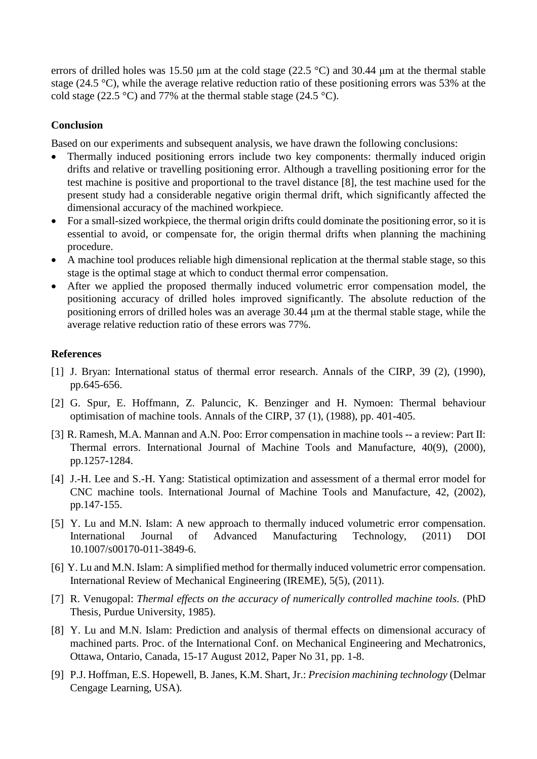errors of drilled holes was 15.50 μm at the cold stage (22.5 °C) and 30.44 μm at the thermal stable stage (24.5 °C), while the average relative reduction ratio of these positioning errors was 53% at the cold stage (22.5 °C) and 77% at the thermal stable stage (24.5 °C).

## Conclusion

Based on our experiments and subsequent analysis, we have drawn the following conclusions:

- Thermally induced positioning errors include two key components: thermally induced origin drifts and relative or travelling positioning error. Although a travelling positioning error for the test machine is positive and proportional to the travel distance [8], the test machine used for the present study had a considerable negative origin thermal drift, which significantly affected the dimensional accuracy of the machined workpiece.
- For a small-sized workpiece, the thermal origin drifts could dominate the positioning error, so it is essential to avoid, or compensate for, the origin thermal drifts when planning the machining procedure.
- A machine tool produces reliable high dimensional replication at the thermal stable stage, so this stage is the optimal stage at which to conduct thermal error compensation.
- After we applied the proposed thermally induced volumetric error compensation model, the positioning accuracy of drilled holes improved significantly. The absolute reduction of the positioning errors of drilled holes was an average 30.44 μm at the thermal stable stage, while the average relative reduction ratio of these errors was 77%.

## References

[1] J. Bryan: International status of thermal error research. Annals of the CIRP, 39 (2), (1990), pp.645-656.

[2] G. Spur, E. Hoffmann, Z. Paluncic, K. Benzinger and H. Nymoen: Thermal behaviour optimisation of machine tools. Annals of the CIRP, 37 (1), (1988), pp. 401-405.

[3] R. Ramesh, M.A. Mannan and A.N. Poo: Error compensation in machine tools -- a review: Part II: Thermal errors. International Journal of Machine Tools and Manufacture, 40(9), (2000), pp.1257-1284.

[4] J.-H. Lee and S.-H. Yang: Statistical optimization and assessment of a thermal error model for CNC machine tools. International Journal of Machine Tools and Manufacture, 42, (2002), pp.147-155.

[5] Y. Lu and M.N. Islam: A new approach to thermally induced volumetric error compensation. International Journal of Advanced Manufacturing Technology, (2011) DOI 10.1007/s00170-011-3849-6.

[6] Y. Lu and M.N. Islam: A simplified method for thermally induced volumetric error compensation. International Review of Mechanical Engineering (IREME), 5(5), (2011).

[7] R. Venugopal: *Thermal effects on the accuracy of numerically controlled machine tools.* (PhD Thesis, Purdue University, 1985).

[8] Y. Lu and M.N. Islam: Prediction and analysis of thermal effects on dimensional accuracy of machined parts. Proc. of the International Conf. on Mechanical Engineering and Mechatronics, Ottawa, Ontario, Canada, 15-17 August 2012, Paper No 31, pp. 1-8.

[9] P.J. Hoffman, E.S. Hopewell, B. Janes, K.M. Shart, Jr.: *Precision machining technology* (Delmar Cengage Learning, USA).